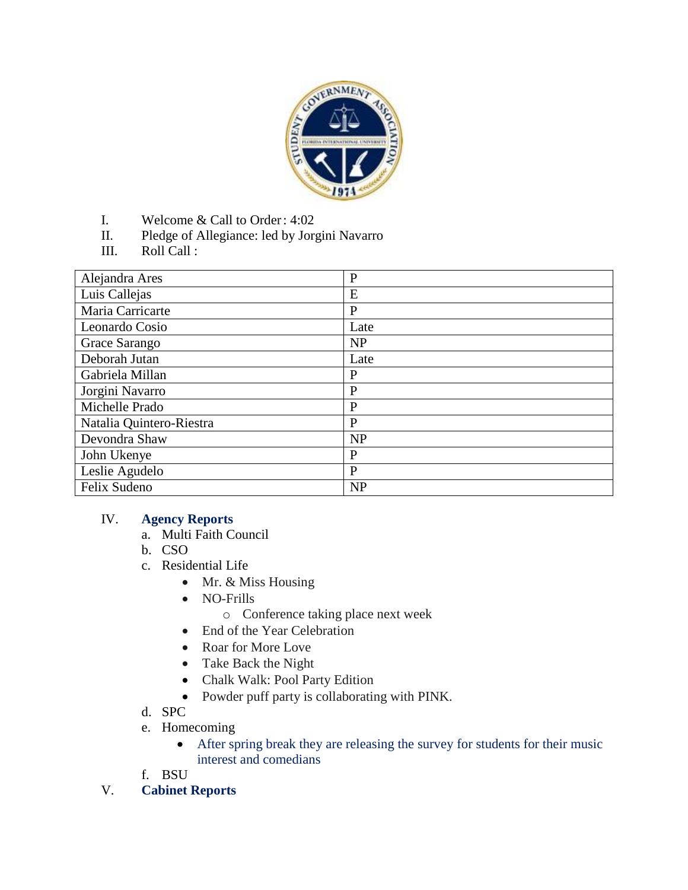I. Welcome & Call to Order: 4:02

II. Pledge of Allegiance: led by Jorgini Navarro

III. Roll Call :

| | |
|---|---|
| Alejandra Ares | P |
| Luis Callejas | E |
| Maria Carricarte | P |
| Leonardo Cosio | Late |
| Grace Sarango | NP |
| Deborah Jutan | Late |
| Gabriela Millan | P |
| Jorgini Navarro | P |
| Michelle Prado | P |
| Natalia Quintero-Riestra | P |
| Devondra Shaw | NP |
| John Ukenye | P |
| Leslie Agudelo | P |
| Felix Sudeno | NP |

IV. **Agency Reports**

   a. Multi Faith Council
   b. CSO
   c. Residential Life
      - Mr. & Miss Housing
      - NO-Frills
         - Conference taking place next week
      - End of the Year Celebration
      - Roar for More Love
      - Take Back the Night
      - Chalk Walk: Pool Party Edition
      - Powder puff party is collaborating with PINK.
   d. SPC
   e. Homecoming
      - After spring break they are releasing the survey for students for their music interest and comedians
   f. BSU

V. **Cabinet Reports**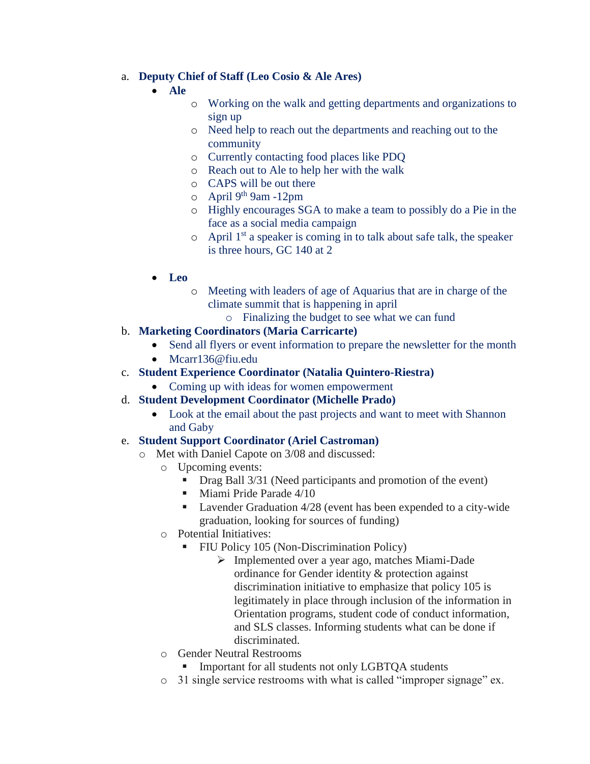a. **Deputy Chief of Staff (Leo Cosio & Ale Ares)**

- **Ale**
    - Working on the walk and getting departments and organizations to sign up
    - Need help to reach out the departments and reaching out to the community
    - Currently contacting food places like PDQ
    - Reach out to Ale to help her with the walk
    - CAPS will be out there
    - April 9th 9am -12pm
    - Highly encourages SGA to make a team to possibly do a Pie in the face as a social media campaign
    - April 1st a speaker is coming in to talk about safe talk, the speaker is three hours, GC 140 at 2

- **Leo**
    - Meeting with leaders of age of Aquarius that are in charge of the climate summit that is happening in april
        - Finalizing the budget to see what we can fund

b. **Marketing Coordinators (Maria Carricarte)**

- Send all flyers or event information to prepare the newsletter for the month
- Mcarr136@fiu.edu

c. **Student Experience Coordinator (Natalia Quintero-Riestra)**

- Coming up with ideas for women empowerment

d. **Student Development Coordinator (Michelle Prado)**

- Look at the email about the past projects and want to meet with Shannon and Gaby

e. **Student Support Coordinator (Ariel Castroman)**

- Met with Daniel Capote on 3/08 and discussed:
    - Upcoming events:
        - Drag Ball 3/31 (Need participants and promotion of the event)
        - Miami Pride Parade 4/10
        - Lavender Graduation 4/28 (event has been expended to a city-wide graduation, looking for sources of funding)
    - Potential Initiatives:
        - FIU Policy 105 (Non-Discrimination Policy)
            - Implemented over a year ago, matches Miami-Dade ordinance for Gender identity & protection against discrimination initiative to emphasize that policy 105 is legitimately in place through inclusion of the information in Orientation programs, student code of conduct information, and SLS classes. Informing students what can be done if discriminated.
    - Gender Neutral Restrooms
        - Important for all students not only LGBTQA students
    - 31 single service restrooms with what is called "improper signage" ex.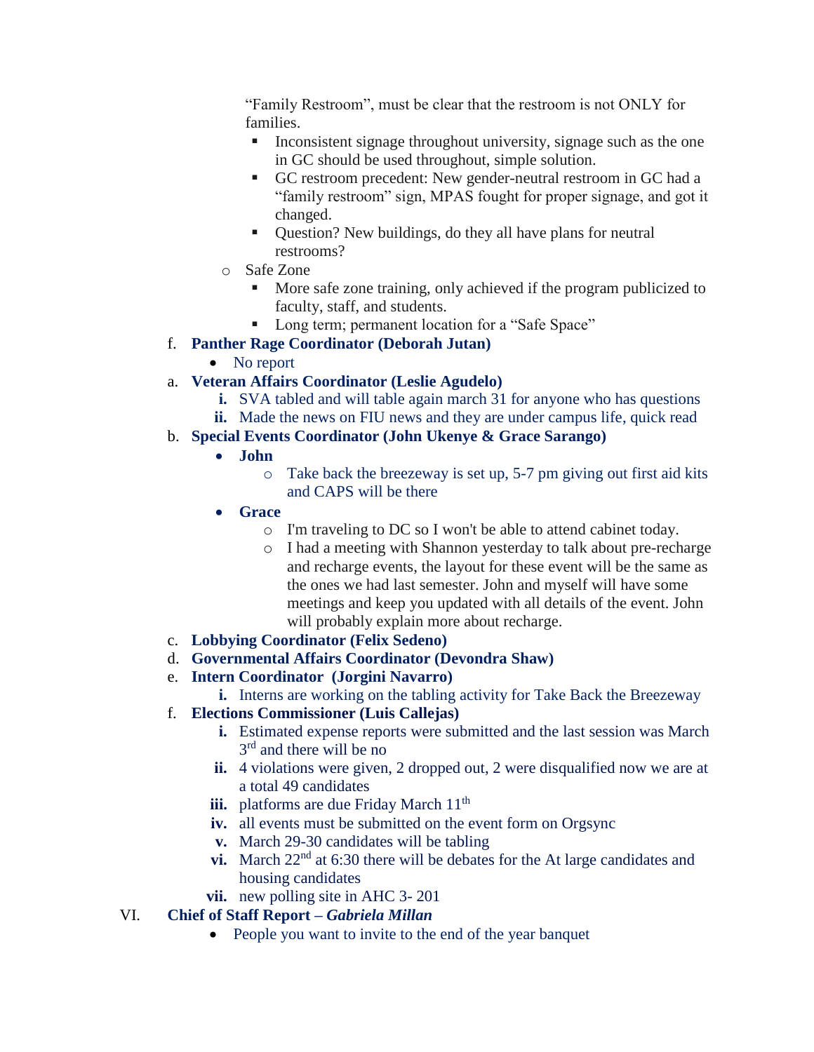"Family Restroom", must be clear that the restroom is not ONLY for families.

- Inconsistent signage throughout university, signage such as the one in GC should be used throughout, simple solution.
- GC restroom precedent: New gender-neutral restroom in GC had a "family restroom" sign, MPAS fought for proper signage, and got it changed.
- Question? New buildings, do they all have plans for neutral restrooms?

- Safe Zone
  - More safe zone training, only achieved if the program publicized to faculty, staff, and students.
  - Long term; permanent location for a "Safe Space"

f. **Panther Rage Coordinator (Deborah Jutan)**

- No report

a. **Veteran Affairs Coordinator (Leslie Agudelo)**

  i. SVA tabled and will table again march 31 for anyone who has questions
  
  ii. Made the news on FIU news and they are under campus life, quick read

b. **Special Events Coordinator (John Ukenye & Grace Sarango)**

- **John**
  - Take back the breezeway is set up, 5-7 pm giving out first aid kits and CAPS will be there
- **Grace**
  - I'm traveling to DC so I won't be able to attend cabinet today.
  - I had a meeting with Shannon yesterday to talk about pre-recharge and recharge events, the layout for these event will be the same as the ones we had last semester. John and myself will have some meetings and keep you updated with all details of the event. John will probably explain more about recharge.

c. **Lobbying Coordinator (Felix Sedeno)**

d. **Governmental Affairs Coordinator (Devondra Shaw)**

e. **Intern Coordinator (Jorgini Navarro)**

  i. Interns are working on the tabling activity for Take Back the Breezeway

f. **Elections Commissioner (Luis Callejas)**

  i. Estimated expense reports were submitted and the last session was March 3rd and there will be no
  
  ii. 4 violations were given, 2 dropped out, 2 were disqualified now we are at a total 49 candidates
  
  iii. platforms are due Friday March 11th
  
  iv. all events must be submitted on the event form on Orgsync
  
  v. March 29-30 candidates will be tabling
  
  vi. March 22nd at 6:30 there will be debates for the At large candidates and housing candidates
  
  vii. new polling site in AHC 3- 201

VI. **Chief of Staff Report – *Gabriela Millan***

- People you want to invite to the end of the year banquet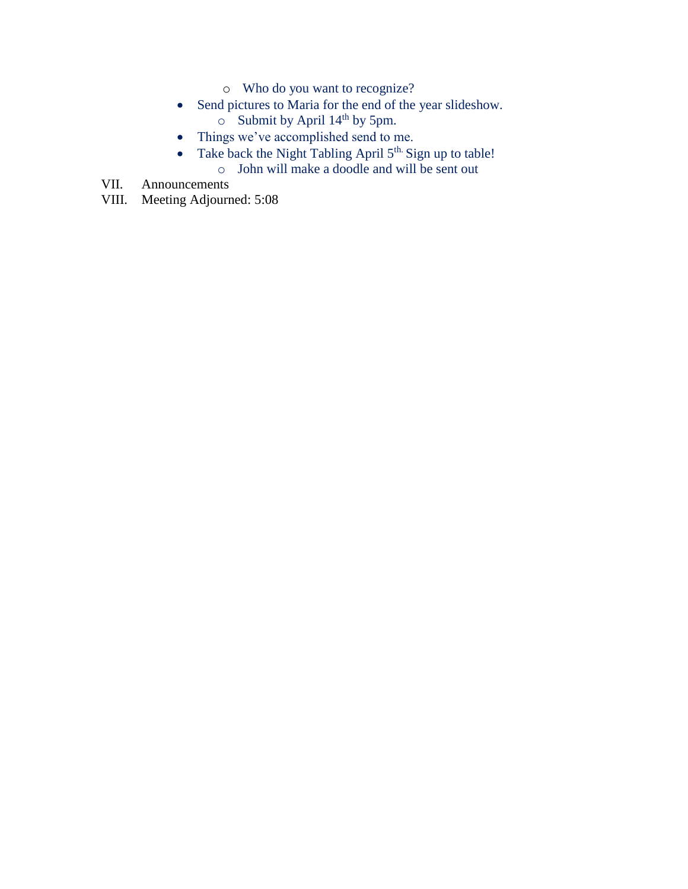- Who do you want to recognize?
  - Send pictures to Maria for the end of the year slideshow.
    - Submit by April 14th by 5pm.
  - Things we've accomplished send to me.
  - Take back the Night Tabling April 5th. Sign up to table!
    - John will make a doodle and will be sent out

VII. Announcements

VIII. Meeting Adjourned: 5:08